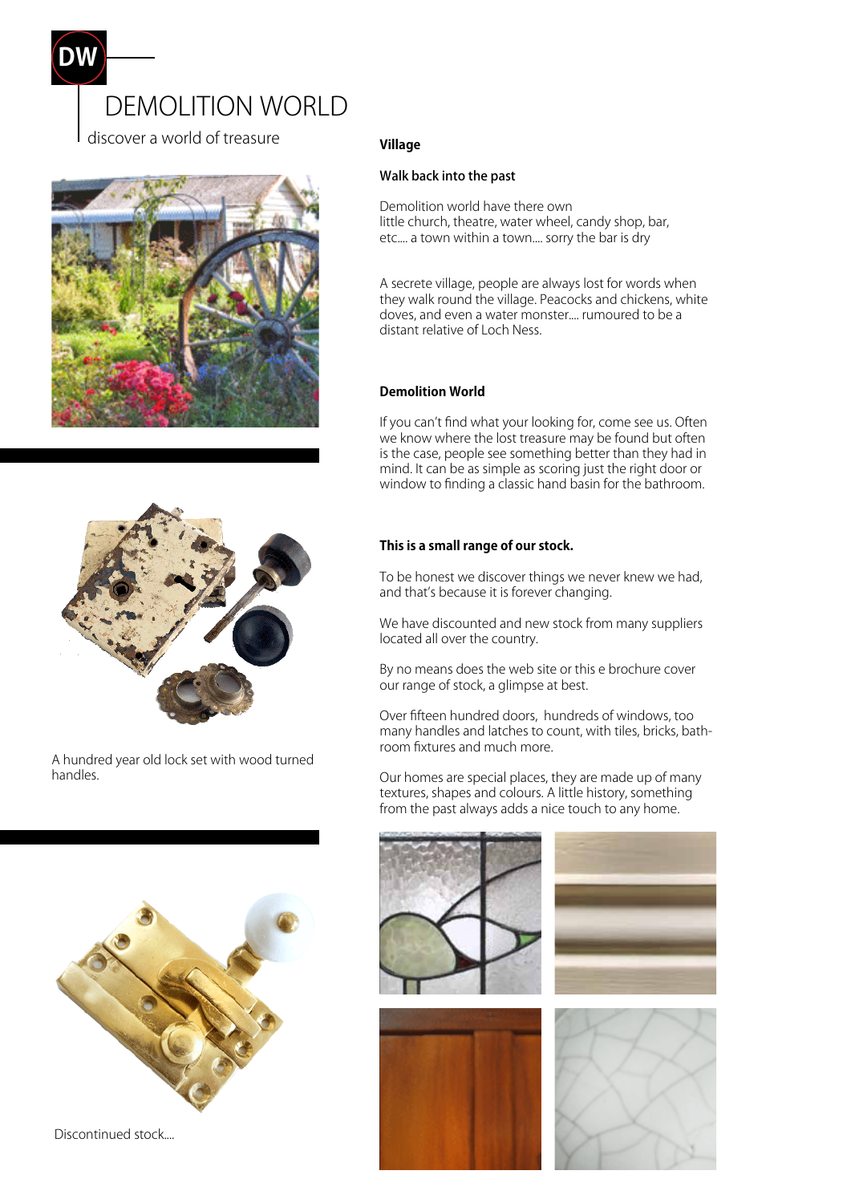DW

# DEMOLITION WORLD

discover a world of treasure

A hundred year old lock set with wood turned handles.

Discontinued stock....

**Village**

**Walk back into the past**

Demolition world have there own little church, theatre, water wheel, candy shop, bar, etc.... a town within a town.... sorry the bar is dry

A secrete village, people are always lost for words when they walk round the village. Peacocks and chickens, white doves, and even a water monster.... rumoured to be a distant relative of Loch Ness.

**Demolition World**

If you can't find what your looking for, come see us. Often we know where the lost treasure may be found but often is the case, people see something better than they had in mind. It can be as simple as scoring just the right door or window to finding a classic hand basin for the bathroom.

**This is a small range of our stock.**

To be honest we discover things we never knew we had, and that's because it is forever changing.

We have discounted and new stock from many suppliers located all over the country.

By no means does the web site or this e brochure cover our range of stock, a glimpse at best.

Over fifteen hundred doors, hundreds of windows, too many handles and latches to count, with tiles, bricks, bathroom fixtures and much more.

Our homes are special places, they are made up of many textures, shapes and colours. A little history, something from the past always adds a nice touch to any home.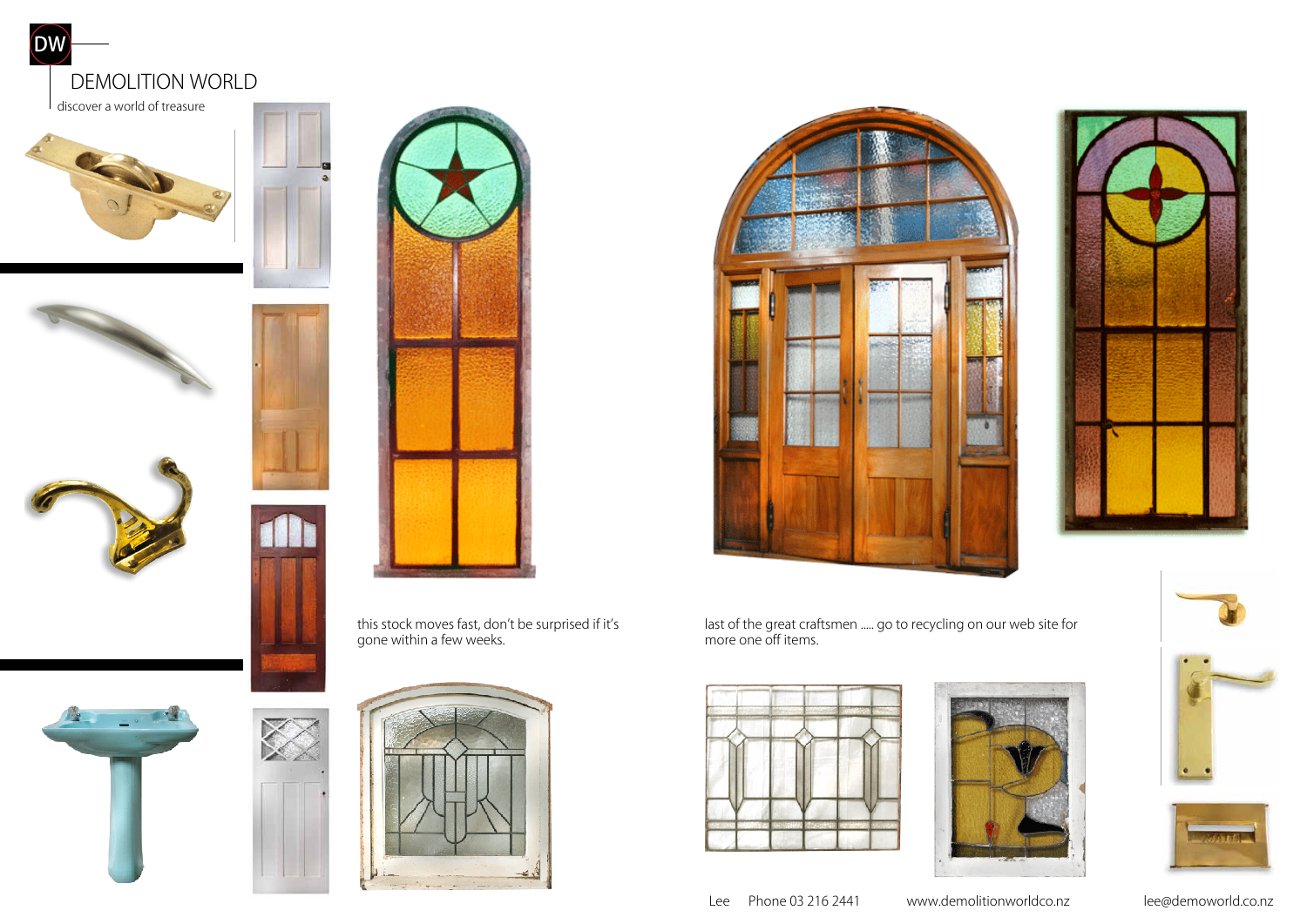DW

# DEMOLITION WORLD

discover a world of treasure

this stock moves fast, don't be surprised if it's gone within a few weeks.

last of the great craftsmen ..... go to recycling on our web site for more one off items.

Lee Phone 03 216 2441 www.demolitionworldco.nz lee@demoworld.co.nz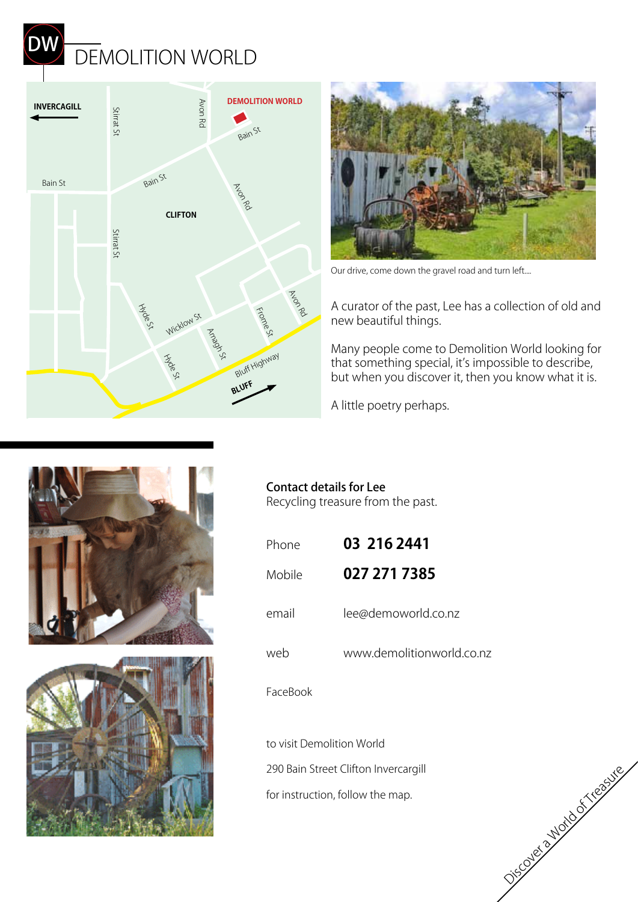# DEMOLITION WORLD

INVERCAGILL

DEMOLITION WORLD

Bain St

Stirrat St

Avon Rd

CLIFTON

Hyde St

Wicklow St

Armagh St

Frome St

Bluff Highway

BLUFF

Our drive, come down the gravel road and turn left....

A curator of the past, Lee has a collection of old and new beautiful things.

Many people come to Demolition World looking for that something special, it's impossible to describe, but when you discover it, then you know what it is.

A little poetry perhaps.

**Contact details for Lee**
Recycling treasure from the past.

| | |
|---|---|
| Phone | **03 216 2441** |
| Mobile | **027 271 7385** |
| email | lee@demoworld.co.nz |
| web | www.demolitionworld.co.nz |
| FaceBook | |

to visit Demolition World

290 Bain Street Clifton Invercargill

for instruction, follow the map.

Discover a World of Treasure